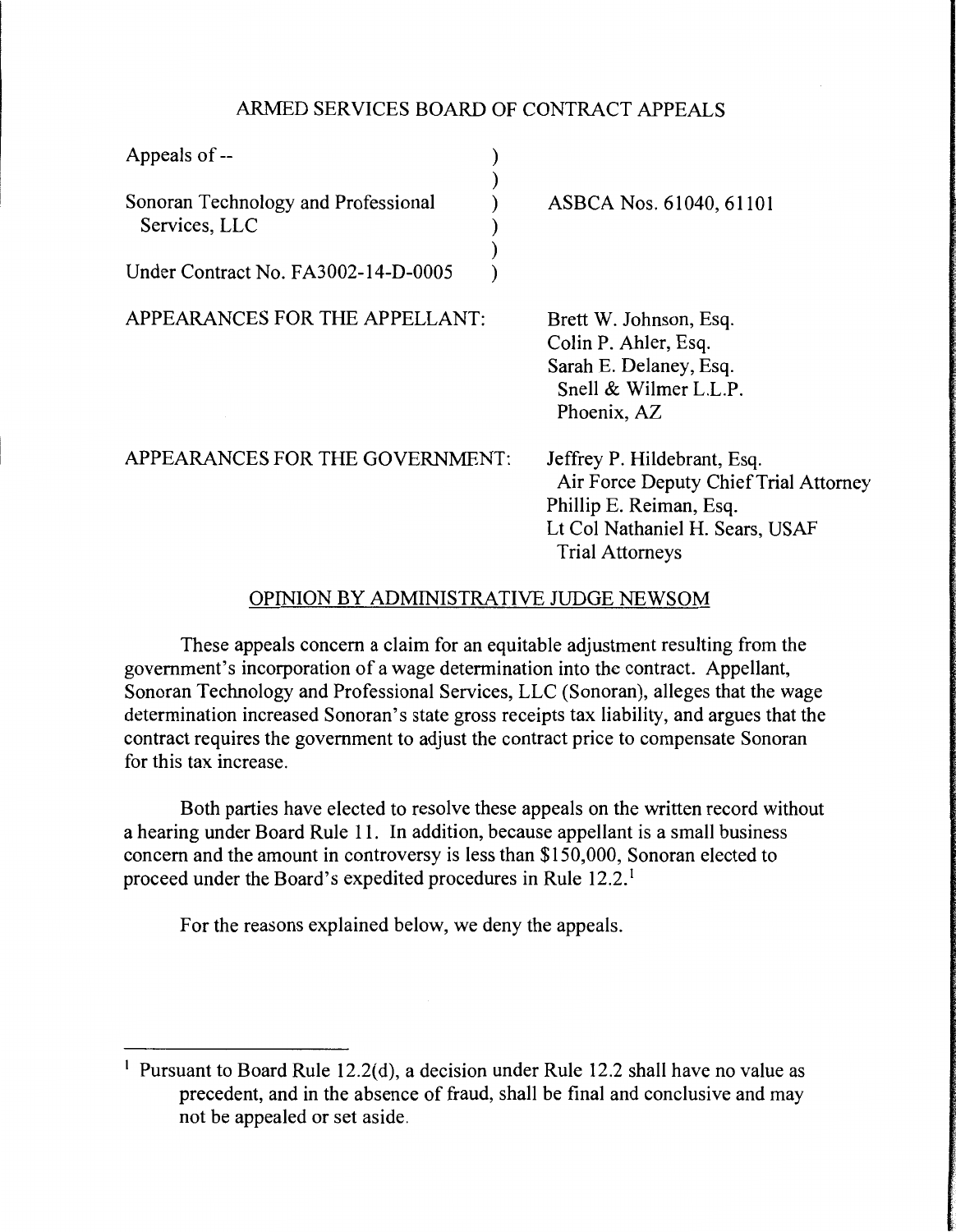# ARMED SERVICES BOARD OF CONTRACT APPEALS

| | |
|---|---|
| Appeals of -- | |
| Sonoran Technology and Professional Services, LLC | ASBCA Nos. 61040, 61101 |
| Under Contract No. FA3002-14-D-0005 | |

APPEARANCES FOR THE APPELLANT:

Brett W. Johnson, Esq.
Colin P. Ahler, Esq.
Sarah E. Delaney, Esq.
Snell & Wilmer L.L.P.
Phoenix, AZ

APPEARANCES FOR THE GOVERNMENT:

Jeffrey P. Hildebrant, Esq.
Air Force Deputy Chief Trial Attorney
Phillip E. Reiman, Esq.
Lt Col Nathaniel H. Sears, USAF
Trial Attorneys

## OPINION BY ADMINISTRATIVE JUDGE NEWSOM

These appeals concern a claim for an equitable adjustment resulting from the government's incorporation of a wage determination into the contract. Appellant, Sonoran Technology and Professional Services, LLC (Sonoran), alleges that the wage determination increased Sonoran's state gross receipts tax liability, and argues that the contract requires the government to adjust the contract price to compensate Sonoran for this tax increase.

Both parties have elected to resolve these appeals on the written record without a hearing under Board Rule 11. In addition, because appellant is a small business concern and the amount in controversy is less than $150,000, Sonoran elected to proceed under the Board's expedited procedures in Rule 12.2.[1]

For the reasons explained below, we deny the appeals.

---

[1] Pursuant to Board Rule 12.2(d), a decision under Rule 12.2 shall have no value as precedent, and in the absence of fraud, shall be final and conclusive and may not be appealed or set aside.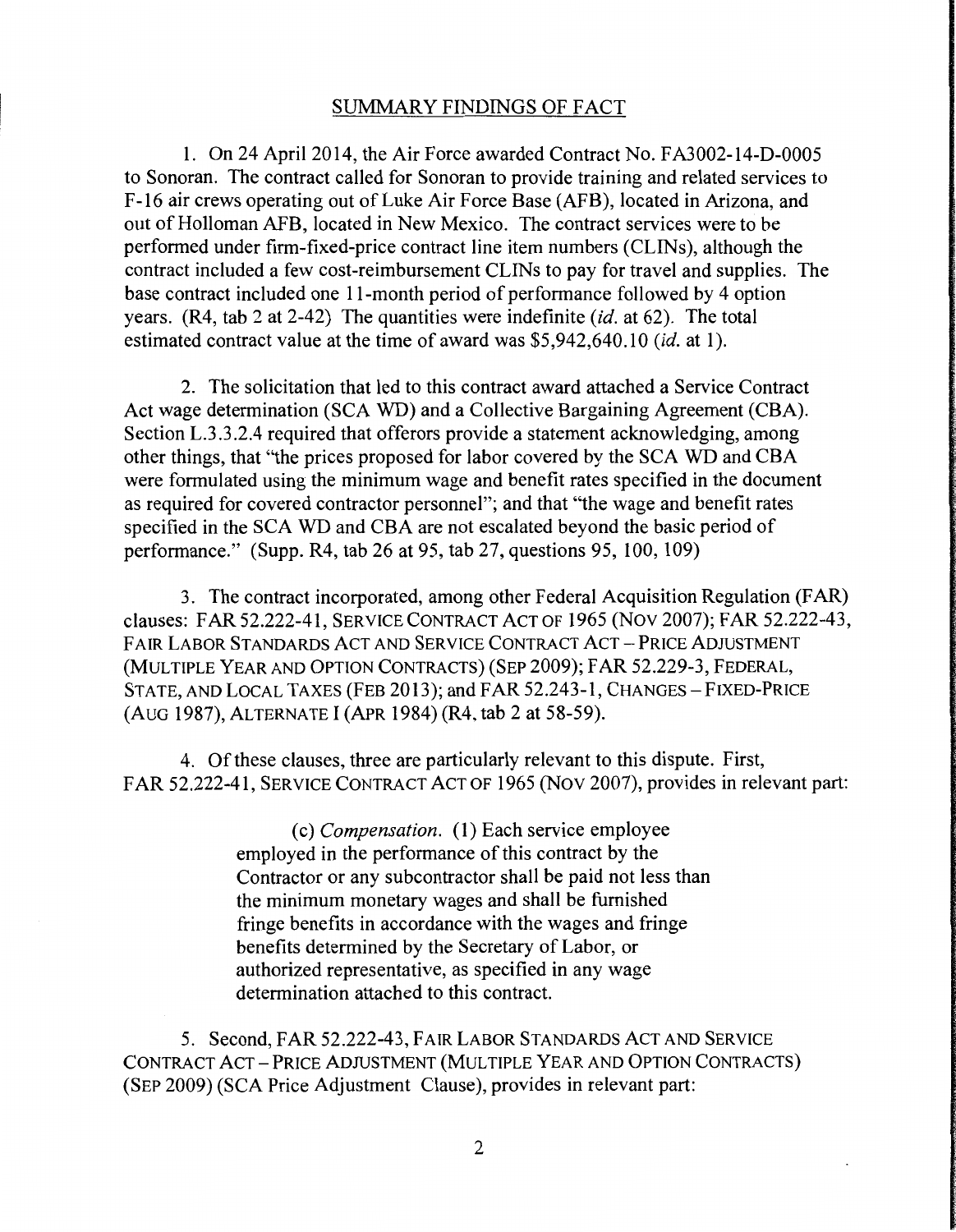## SUMMARY FINDINGS OF FACT

1. On 24 April 2014, the Air Force awarded Contract No. FA3002-14-D-0005 to Sonoran. The contract called for Sonoran to provide training and related services to F-16 air crews operating out of Luke Air Force Base (AFB), located in Arizona, and out of Holloman AFB, located in New Mexico. The contract services were to be performed under firm-fixed-price contract line item numbers (CLINs), although the contract included a few cost-reimbursement CLINs to pay for travel and supplies. The base contract included one 11-month period of performance followed by 4 option years. (R4, tab 2 at 2-42) The quantities were indefinite (*id.* at 62). The total estimated contract value at the time of award was $5,942,640.10 (*id.* at 1).

2. The solicitation that led to this contract award attached a Service Contract Act wage determination (SCA WD) and a Collective Bargaining Agreement (CBA). Section L.3.3.2.4 required that offerors provide a statement acknowledging, among other things, that "the prices proposed for labor covered by the SCA WD and CBA were formulated using the minimum wage and benefit rates specified in the document as required for covered contractor personnel"; and that "the wage and benefit rates specified in the SCA WD and CBA are not escalated beyond the basic period of performance." (Supp. R4, tab 26 at 95, tab 27, questions 95, 100, 109)

3. The contract incorporated, among other Federal Acquisition Regulation (FAR) clauses: FAR 52.222-41, SERVICE CONTRACT ACT OF 1965 (NOV 2007); FAR 52.222-43, FAIR LABOR STANDARDS ACT AND SERVICE CONTRACT ACT – PRICE ADJUSTMENT (MULTIPLE YEAR AND OPTION CONTRACTS) (SEP 2009); FAR 52.229-3, FEDERAL, STATE, AND LOCAL TAXES (FEB 2013); and FAR 52.243-1, CHANGES – FIXED-PRICE (AUG 1987), ALTERNATE I (APR 1984) (R4, tab 2 at 58-59).

4. Of these clauses, three are particularly relevant to this dispute. First, FAR 52.222-41, SERVICE CONTRACT ACT OF 1965 (NOV 2007), provides in relevant part:

> (c) *Compensation.* (1) Each service employee employed in the performance of this contract by the Contractor or any subcontractor shall be paid not less than the minimum monetary wages and shall be furnished fringe benefits in accordance with the wages and fringe benefits determined by the Secretary of Labor, or authorized representative, as specified in any wage determination attached to this contract.

5. Second, FAR 52.222-43, FAIR LABOR STANDARDS ACT AND SERVICE CONTRACT ACT – PRICE ADJUSTMENT (MULTIPLE YEAR AND OPTION CONTRACTS) (SEP 2009) (SCA Price Adjustment Clause), provides in relevant part: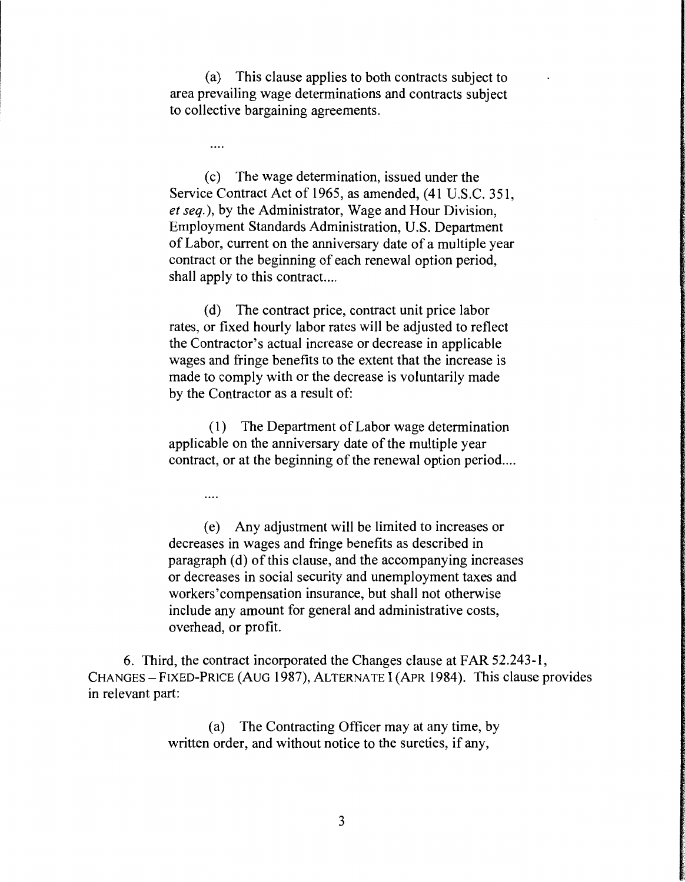(a) This clause applies to both contracts subject to area prevailing wage determinations and contracts subject to collective bargaining agreements.

....

(c) The wage determination, issued under the Service Contract Act of 1965, as amended, (41 U.S.C. 351, *et seq.*), by the Administrator, Wage and Hour Division, Employment Standards Administration, U.S. Department of Labor, current on the anniversary date of a multiple year contract or the beginning of each renewal option period, shall apply to this contract....

(d) The contract price, contract unit price labor rates, or fixed hourly labor rates will be adjusted to reflect the Contractor's actual increase or decrease in applicable wages and fringe benefits to the extent that the increase is made to comply with or the decrease is voluntarily made by the Contractor as a result of:

(1) The Department of Labor wage determination applicable on the anniversary date of the multiple year contract, or at the beginning of the renewal option period....

....

(e) Any adjustment will be limited to increases or decreases in wages and fringe benefits as described in paragraph (d) of this clause, and the accompanying increases or decreases in social security and unemployment taxes and workers'compensation insurance, but shall not otherwise include any amount for general and administrative costs, overhead, or profit.

6. Third, the contract incorporated the Changes clause at FAR 52.243-1, CHANGES – FIXED-PRICE (AUG 1987), ALTERNATE I (APR 1984). This clause provides in relevant part:

(a) The Contracting Officer may at any time, by written order, and without notice to the sureties, if any,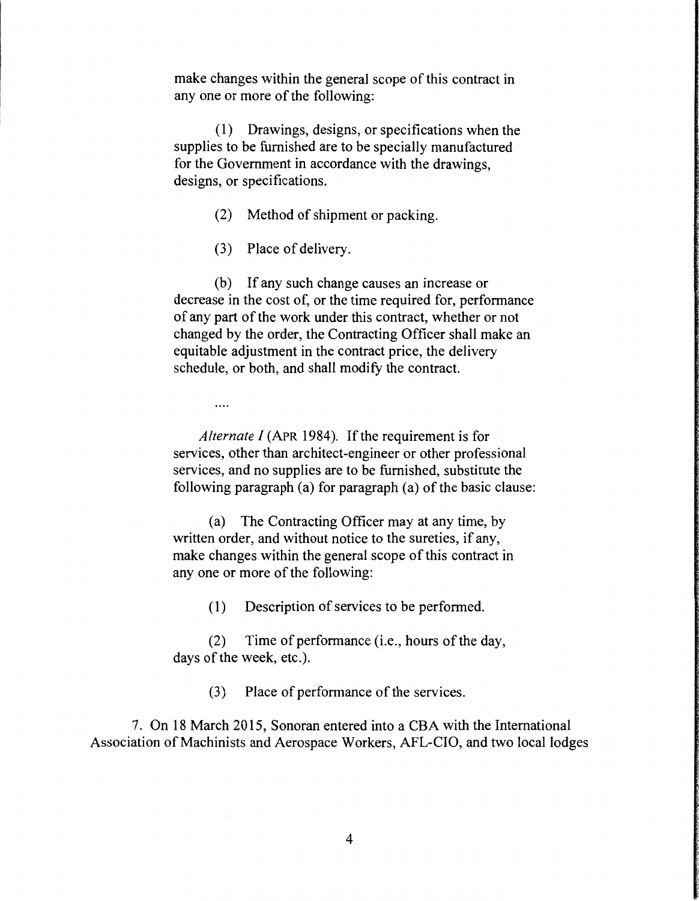make changes within the general scope of this contract in any one or more of the following:

(1) Drawings, designs, or specifications when the supplies to be furnished are to be specially manufactured for the Government in accordance with the drawings, designs, or specifications.

(2) Method of shipment or packing.

(3) Place of delivery.

(b) If any such change causes an increase or decrease in the cost of, or the time required for, performance of any part of the work under this contract, whether or not changed by the order, the Contracting Officer shall make an equitable adjustment in the contract price, the delivery schedule, or both, and shall modify the contract.

....

*Alternate I* (APR 1984). If the requirement is for services, other than architect-engineer or other professional services, and no supplies are to be furnished, substitute the following paragraph (a) for paragraph (a) of the basic clause:

(a) The Contracting Officer may at any time, by written order, and without notice to the sureties, if any, make changes within the general scope of this contract in any one or more of the following:

(1) Description of services to be performed.

(2) Time of performance (i.e., hours of the day, days of the week, etc.).

(3) Place of performance of the services.

7. On 18 March 2015, Sonoran entered into a CBA with the International Association of Machinists and Aerospace Workers, AFL-CIO, and two local lodges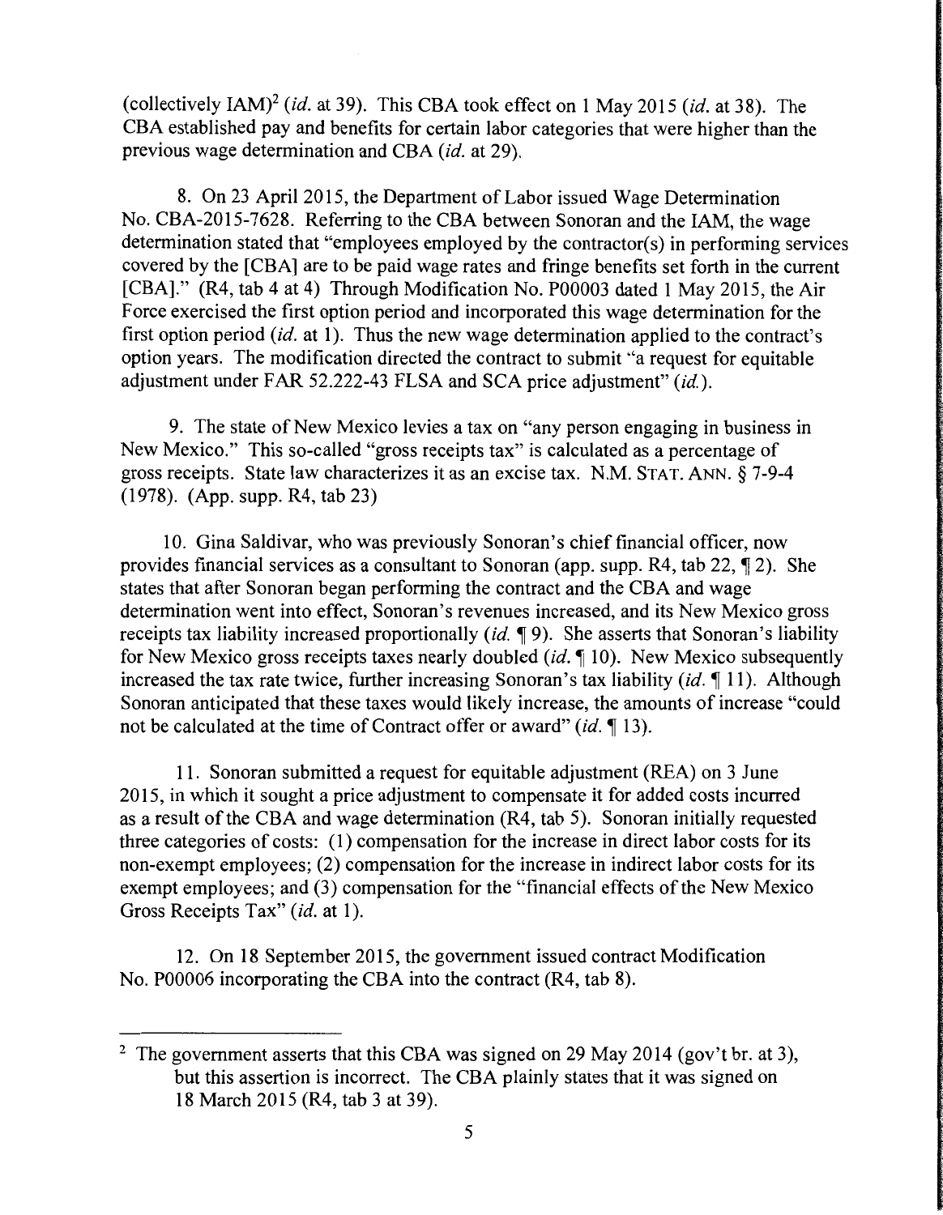(collectively IAM)[2] (*id.* at 39). This CBA took effect on 1 May 2015 (*id.* at 38). The CBA established pay and benefits for certain labor categories that were higher than the previous wage determination and CBA (*id.* at 29).

8. On 23 April 2015, the Department of Labor issued Wage Determination No. CBA-2015-7628. Referring to the CBA between Sonoran and the IAM, the wage determination stated that "employees employed by the contractor(s) in performing services covered by the [CBA] are to be paid wage rates and fringe benefits set forth in the current [CBA]." (R4, tab 4 at 4) Through Modification No. P00003 dated 1 May 2015, the Air Force exercised the first option period and incorporated this wage determination for the first option period (*id.* at 1). Thus the new wage determination applied to the contract's option years. The modification directed the contract to submit "a request for equitable adjustment under FAR 52.222-43 FLSA and SCA price adjustment" (*id.*).

9. The state of New Mexico levies a tax on "any person engaging in business in New Mexico." This so-called "gross receipts tax" is calculated as a percentage of gross receipts. State law characterizes it as an excise tax. N.M. STAT. ANN. § 7-9-4 (1978). (App. supp. R4, tab 23)

10. Gina Saldivar, who was previously Sonoran's chief financial officer, now provides financial services as a consultant to Sonoran (app. supp. R4, tab 22, ¶ 2). She states that after Sonoran began performing the contract and the CBA and wage determination went into effect, Sonoran's revenues increased, and its New Mexico gross receipts tax liability increased proportionally (*id.* ¶ 9). She asserts that Sonoran's liability for New Mexico gross receipts taxes nearly doubled (*id.* ¶ 10). New Mexico subsequently increased the tax rate twice, further increasing Sonoran's tax liability (*id.* ¶ 11). Although Sonoran anticipated that these taxes would likely increase, the amounts of increase "could not be calculated at the time of Contract offer or award" (*id.* ¶ 13).

11. Sonoran submitted a request for equitable adjustment (REA) on 3 June 2015, in which it sought a price adjustment to compensate it for added costs incurred as a result of the CBA and wage determination (R4, tab 5). Sonoran initially requested three categories of costs: (1) compensation for the increase in direct labor costs for its non-exempt employees; (2) compensation for the increase in indirect labor costs for its exempt employees; and (3) compensation for the "financial effects of the New Mexico Gross Receipts Tax" (*id.* at 1).

12. On 18 September 2015, the government issued contract Modification No. P00006 incorporating the CBA into the contract (R4, tab 8).

---

[2] The government asserts that this CBA was signed on 29 May 2014 (gov't br. at 3), but this assertion is incorrect. The CBA plainly states that it was signed on 18 March 2015 (R4, tab 3 at 39).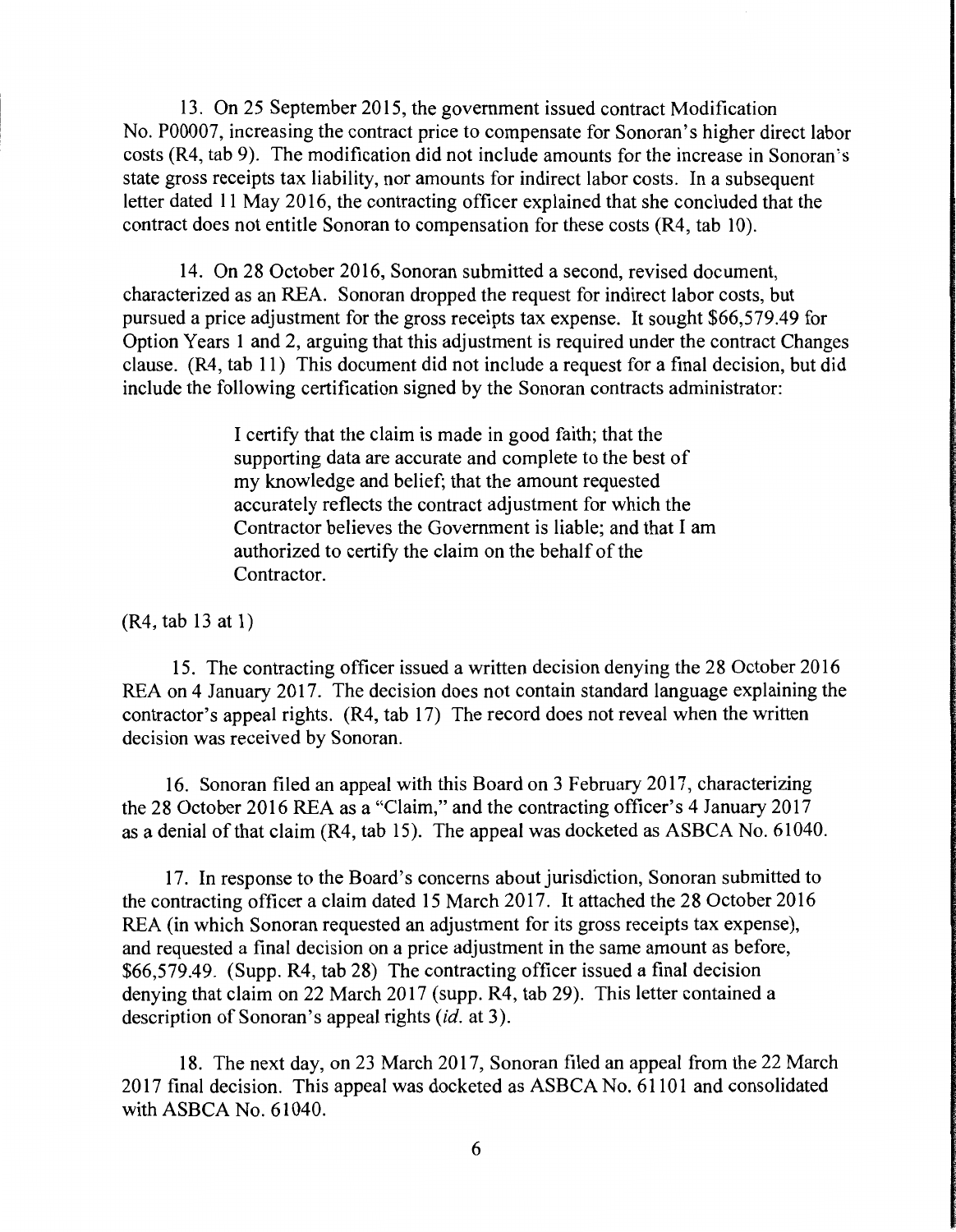13. On 25 September 2015, the government issued contract Modification No. P00007, increasing the contract price to compensate for Sonoran's higher direct labor costs (R4, tab 9). The modification did not include amounts for the increase in Sonoran's state gross receipts tax liability, nor amounts for indirect labor costs. In a subsequent letter dated 11 May 2016, the contracting officer explained that she concluded that the contract does not entitle Sonoran to compensation for these costs (R4, tab 10).

14. On 28 October 2016, Sonoran submitted a second, revised document, characterized as an REA. Sonoran dropped the request for indirect labor costs, but pursued a price adjustment for the gross receipts tax expense. It sought $66,579.49 for Option Years 1 and 2, arguing that this adjustment is required under the contract Changes clause. (R4, tab 11) This document did not include a request for a final decision, but did include the following certification signed by the Sonoran contracts administrator:

> I certify that the claim is made in good faith; that the supporting data are accurate and complete to the best of my knowledge and belief; that the amount requested accurately reflects the contract adjustment for which the Contractor believes the Government is liable; and that I am authorized to certify the claim on the behalf of the Contractor.

(R4, tab 13 at 1)

15. The contracting officer issued a written decision denying the 28 October 2016 REA on 4 January 2017. The decision does not contain standard language explaining the contractor's appeal rights. (R4, tab 17) The record does not reveal when the written decision was received by Sonoran.

16. Sonoran filed an appeal with this Board on 3 February 2017, characterizing the 28 October 2016 REA as a "Claim," and the contracting officer's 4 January 2017 as a denial of that claim (R4, tab 15). The appeal was docketed as ASBCA No. 61040.

17. In response to the Board's concerns about jurisdiction, Sonoran submitted to the contracting officer a claim dated 15 March 2017. It attached the 28 October 2016 REA (in which Sonoran requested an adjustment for its gross receipts tax expense), and requested a final decision on a price adjustment in the same amount as before, $66,579.49. (Supp. R4, tab 28) The contracting officer issued a final decision denying that claim on 22 March 2017 (supp. R4, tab 29). This letter contained a description of Sonoran's appeal rights (*id.* at 3).

18. The next day, on 23 March 2017, Sonoran filed an appeal from the 22 March 2017 final decision. This appeal was docketed as ASBCA No. 61101 and consolidated with ASBCA No. 61040.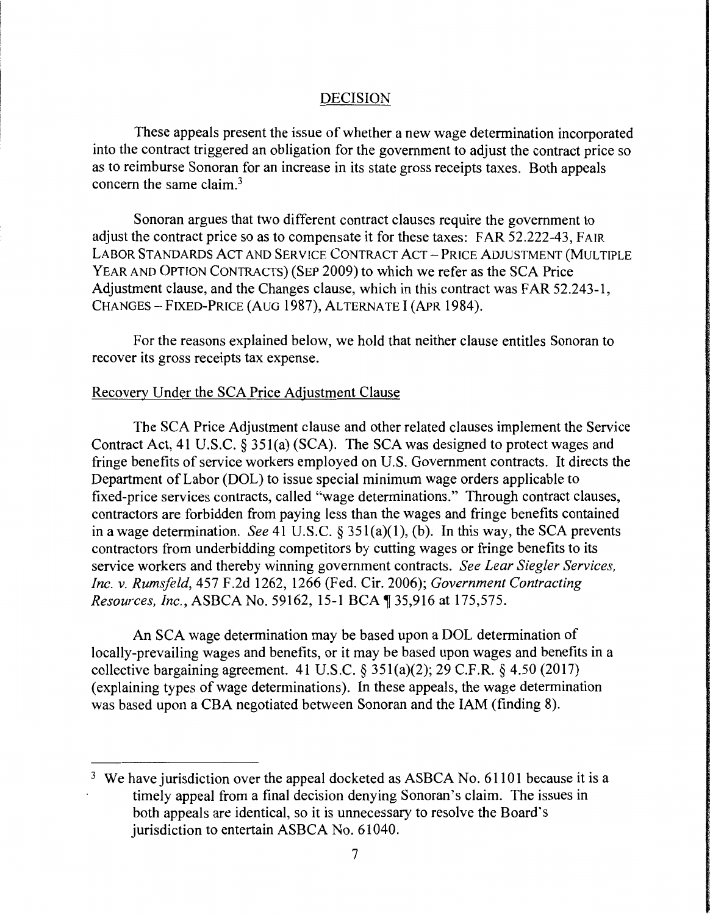## DECISION

These appeals present the issue of whether a new wage determination incorporated into the contract triggered an obligation for the government to adjust the contract price so as to reimburse Sonoran for an increase in its state gross receipts taxes. Both appeals concern the same claim.[3]

Sonoran argues that two different contract clauses require the government to adjust the contract price so as to compensate it for these taxes: FAR 52.222-43, FAIR LABOR STANDARDS ACT AND SERVICE CONTRACT ACT – PRICE ADJUSTMENT (MULTIPLE YEAR AND OPTION CONTRACTS) (SEP 2009) to which we refer as the SCA Price Adjustment clause, and the Changes clause, which in this contract was FAR 52.243-1, CHANGES – FIXED-PRICE (AUG 1987), ALTERNATE I (APR 1984).

For the reasons explained below, we hold that neither clause entitles Sonoran to recover its gross receipts tax expense.

### Recovery Under the SCA Price Adjustment Clause

The SCA Price Adjustment clause and other related clauses implement the Service Contract Act, 41 U.S.C. § 351(a) (SCA). The SCA was designed to protect wages and fringe benefits of service workers employed on U.S. Government contracts. It directs the Department of Labor (DOL) to issue special minimum wage orders applicable to fixed-price services contracts, called "wage determinations." Through contract clauses, contractors are forbidden from paying less than the wages and fringe benefits contained in a wage determination. *See* 41 U.S.C. § 351(a)(1), (b). In this way, the SCA prevents contractors from underbidding competitors by cutting wages or fringe benefits to its service workers and thereby winning government contracts. *See Lear Siegler Services, Inc. v. Rumsfeld*, 457 F.2d 1262, 1266 (Fed. Cir. 2006); *Government Contracting Resources, Inc.*, ASBCA No. 59162, 15-1 BCA ¶ 35,916 at 175,575.

An SCA wage determination may be based upon a DOL determination of locally-prevailing wages and benefits, or it may be based upon wages and benefits in a collective bargaining agreement. 41 U.S.C. § 351(a)(2); 29 C.F.R. § 4.50 (2017) (explaining types of wage determinations). In these appeals, the wage determination was based upon a CBA negotiated between Sonoran and the IAM (finding 8).

---

[3] We have jurisdiction over the appeal docketed as ASBCA No. 61101 because it is a timely appeal from a final decision denying Sonoran's claim. The issues in both appeals are identical, so it is unnecessary to resolve the Board's jurisdiction to entertain ASBCA No. 61040.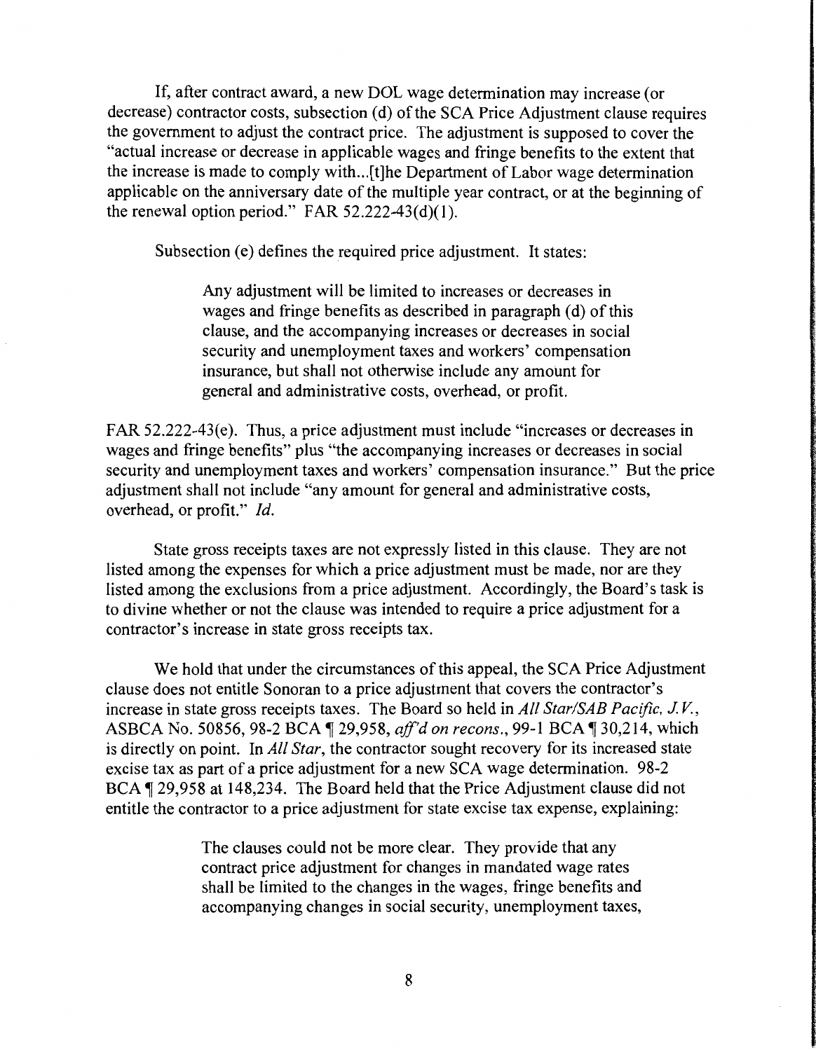If, after contract award, a new DOL wage determination may increase (or decrease) contractor costs, subsection (d) of the SCA Price Adjustment clause requires the government to adjust the contract price. The adjustment is supposed to cover the "actual increase or decrease in applicable wages and fringe benefits to the extent that the increase is made to comply with...[t]he Department of Labor wage determination applicable on the anniversary date of the multiple year contract, or at the beginning of the renewal option period." FAR 52.222-43(d)(1).

Subsection (e) defines the required price adjustment. It states:

> Any adjustment will be limited to increases or decreases in wages and fringe benefits as described in paragraph (d) of this clause, and the accompanying increases or decreases in social security and unemployment taxes and workers' compensation insurance, but shall not otherwise include any amount for general and administrative costs, overhead, or profit.

FAR 52.222-43(e). Thus, a price adjustment must include "increases or decreases in wages and fringe benefits" plus "the accompanying increases or decreases in social security and unemployment taxes and workers' compensation insurance." But the price adjustment shall not include "any amount for general and administrative costs, overhead, or profit." *Id.*

State gross receipts taxes are not expressly listed in this clause. They are not listed among the expenses for which a price adjustment must be made, nor are they listed among the exclusions from a price adjustment. Accordingly, the Board's task is to divine whether or not the clause was intended to require a price adjustment for a contractor's increase in state gross receipts tax.

We hold that under the circumstances of this appeal, the SCA Price Adjustment clause does not entitle Sonoran to a price adjustment that covers the contractor's increase in state gross receipts taxes. The Board so held in *All Star/SAB Pacific, J.V.*, ASBCA No. 50856, 98-2 BCA ¶ 29,958, *aff'd on recons.*, 99-1 BCA ¶ 30,214, which is directly on point. In *All Star*, the contractor sought recovery for its increased state excise tax as part of a price adjustment for a new SCA wage determination. 98-2 BCA ¶ 29,958 at 148,234. The Board held that the Price Adjustment clause did not entitle the contractor to a price adjustment for state excise tax expense, explaining:

> The clauses could not be more clear. They provide that any contract price adjustment for changes in mandated wage rates shall be limited to the changes in the wages, fringe benefits and accompanying changes in social security, unemployment taxes,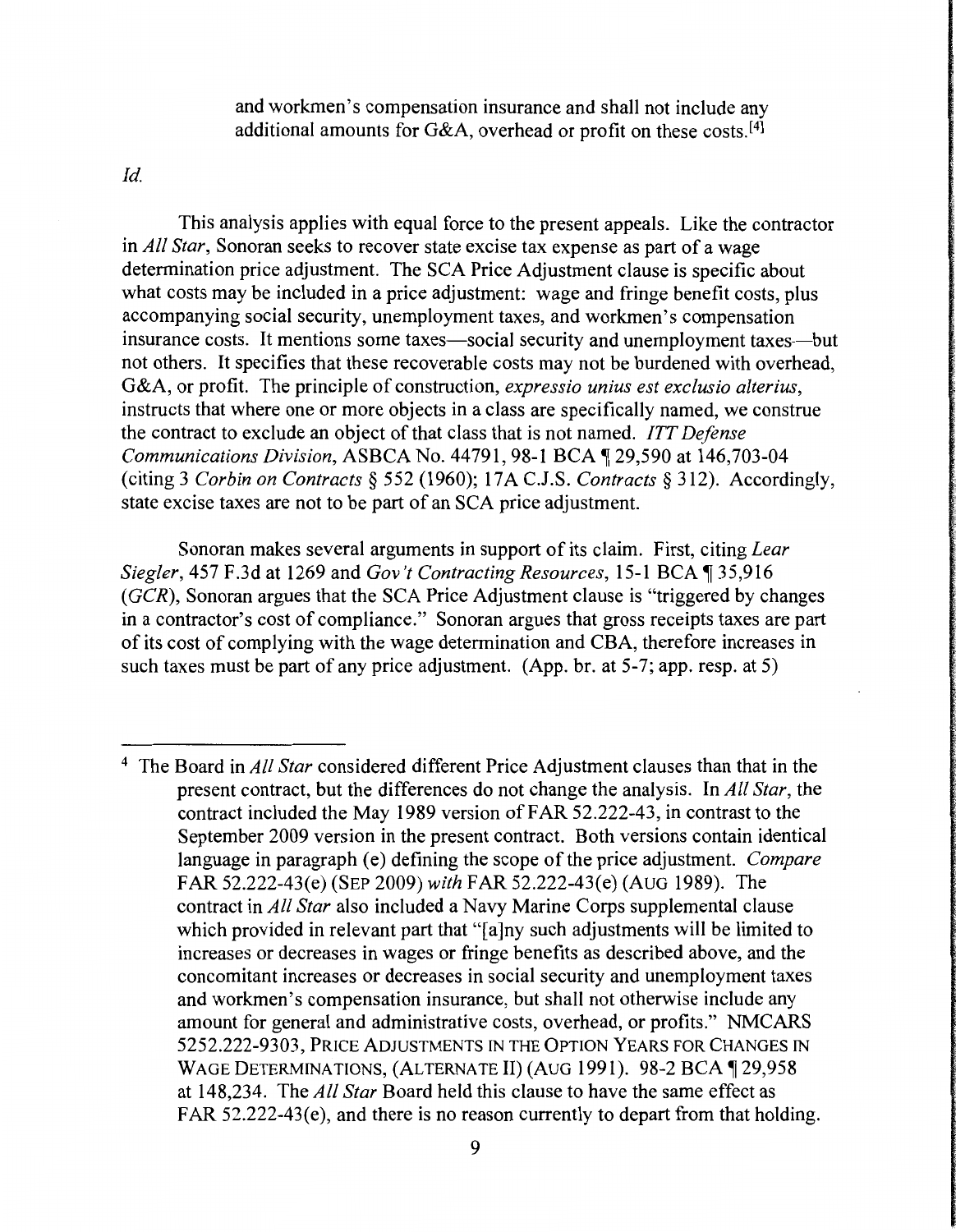> and workmen's compensation insurance and shall not include any additional amounts for G&A, overhead or profit on these costs.[4]

*Id.*

This analysis applies with equal force to the present appeals. Like the contractor in *All Star*, Sonoran seeks to recover state excise tax expense as part of a wage determination price adjustment. The SCA Price Adjustment clause is specific about what costs may be included in a price adjustment: wage and fringe benefit costs, plus accompanying social security, unemployment taxes, and workmen's compensation insurance costs. It mentions some taxes—social security and unemployment taxes—but not others. It specifies that these recoverable costs may not be burdened with overhead, G&A, or profit. The principle of construction, *expressio unius est exclusio alterius*, instructs that where one or more objects in a class are specifically named, we construe the contract to exclude an object of that class that is not named. *ITT Defense Communications Division*, ASBCA No. 44791, 98-1 BCA ¶ 29,590 at 146,703-04 (citing 3 *Corbin on Contracts* § 552 (1960); 17A C.J.S. *Contracts* § 312). Accordingly, state excise taxes are not to be part of an SCA price adjustment.

Sonoran makes several arguments in support of its claim. First, citing *Lear Siegler*, 457 F.3d at 1269 and *Gov't Contracting Resources*, 15-1 BCA ¶ 35,916 (*GCR*), Sonoran argues that the SCA Price Adjustment clause is "triggered by changes in a contractor's cost of compliance." Sonoran argues that gross receipts taxes are part of its cost of complying with the wage determination and CBA, therefore increases in such taxes must be part of any price adjustment. (App. br. at 5-7; app. resp. at 5)

---

[4] The Board in *All Star* considered different Price Adjustment clauses than that in the present contract, but the differences do not change the analysis. In *All Star*, the contract included the May 1989 version of FAR 52.222-43, in contrast to the September 2009 version in the present contract. Both versions contain identical language in paragraph (e) defining the scope of the price adjustment. *Compare* FAR 52.222-43(e) (SEP 2009) *with* FAR 52.222-43(e) (AUG 1989). The contract in *All Star* also included a Navy Marine Corps supplemental clause which provided in relevant part that "[a]ny such adjustments will be limited to increases or decreases in wages or fringe benefits as described above, and the concomitant increases or decreases in social security and unemployment taxes and workmen's compensation insurance, but shall not otherwise include any amount for general and administrative costs, overhead, or profits." NMCARS 5252.222-9303, PRICE ADJUSTMENTS IN THE OPTION YEARS FOR CHANGES IN WAGE DETERMINATIONS, (ALTERNATE II) (AUG 1991). 98-2 BCA ¶ 29,958 at 148,234. The *All Star* Board held this clause to have the same effect as FAR 52.222-43(e), and there is no reason currently to depart from that holding.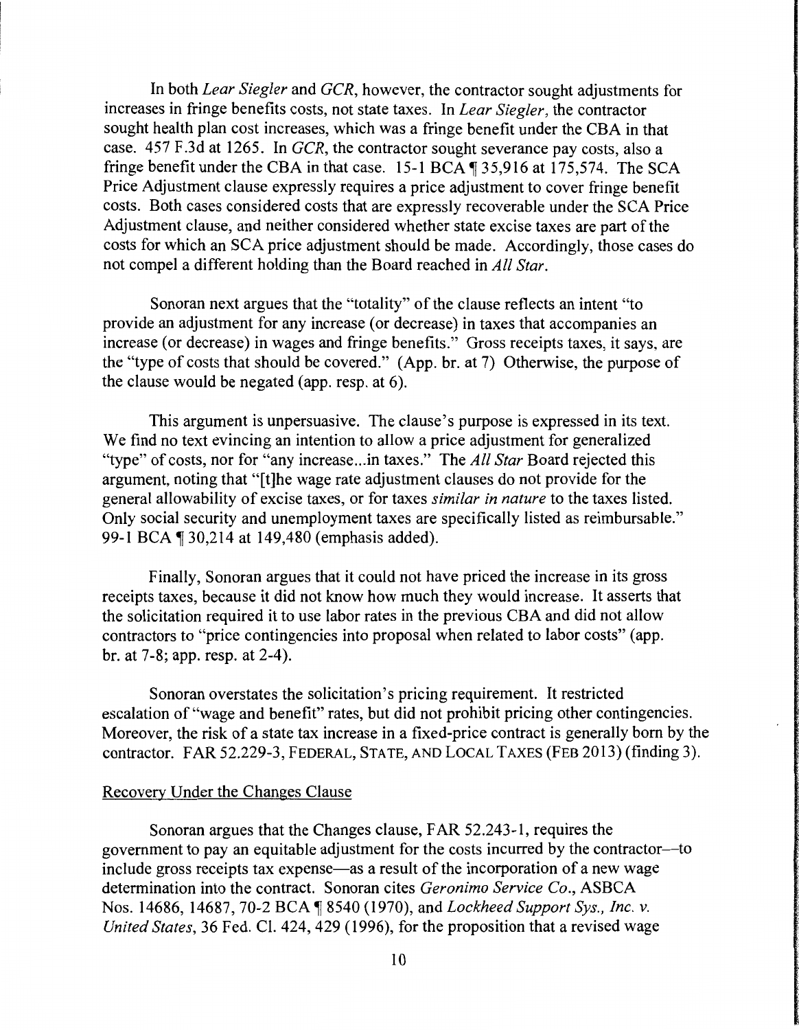In both *Lear Siegler* and *GCR*, however, the contractor sought adjustments for increases in fringe benefits costs, not state taxes. In *Lear Siegler*, the contractor sought health plan cost increases, which was a fringe benefit under the CBA in that case. 457 F.3d at 1265. In *GCR*, the contractor sought severance pay costs, also a fringe benefit under the CBA in that case. 15-1 BCA ¶ 35,916 at 175,574. The SCA Price Adjustment clause expressly requires a price adjustment to cover fringe benefit costs. Both cases considered costs that are expressly recoverable under the SCA Price Adjustment clause, and neither considered whether state excise taxes are part of the costs for which an SCA price adjustment should be made. Accordingly, those cases do not compel a different holding than the Board reached in *All Star*.

Sonoran next argues that the "totality" of the clause reflects an intent "to provide an adjustment for any increase (or decrease) in taxes that accompanies an increase (or decrease) in wages and fringe benefits." Gross receipts taxes, it says, are the "type of costs that should be covered." (App. br. at 7) Otherwise, the purpose of the clause would be negated (app. resp. at 6).

This argument is unpersuasive. The clause's purpose is expressed in its text. We find no text evincing an intention to allow a price adjustment for generalized "type" of costs, nor for "any increase...in taxes." The *All Star* Board rejected this argument, noting that "[t]he wage rate adjustment clauses do not provide for the general allowability of excise taxes, or for taxes *similar in nature* to the taxes listed. Only social security and unemployment taxes are specifically listed as reimbursable." 99-1 BCA ¶ 30,214 at 149,480 (emphasis added).

Finally, Sonoran argues that it could not have priced the increase in its gross receipts taxes, because it did not know how much they would increase. It asserts that the solicitation required it to use labor rates in the previous CBA and did not allow contractors to "price contingencies into proposal when related to labor costs" (app. br. at 7-8; app. resp. at 2-4).

Sonoran overstates the solicitation's pricing requirement. It restricted escalation of "wage and benefit" rates, but did not prohibit pricing other contingencies. Moreover, the risk of a state tax increase in a fixed-price contract is generally born by the contractor. FAR 52.229-3, FEDERAL, STATE, AND LOCAL TAXES (FEB 2013) (finding 3).

Recovery Under the Changes Clause

Sonoran argues that the Changes clause, FAR 52.243-1, requires the government to pay an equitable adjustment for the costs incurred by the contractor—to include gross receipts tax expense—as a result of the incorporation of a new wage determination into the contract. Sonoran cites *Geronimo Service Co.*, ASBCA Nos. 14686, 14687, 70-2 BCA ¶ 8540 (1970), and *Lockheed Support Sys., Inc. v. United States*, 36 Fed. Cl. 424, 429 (1996), for the proposition that a revised wage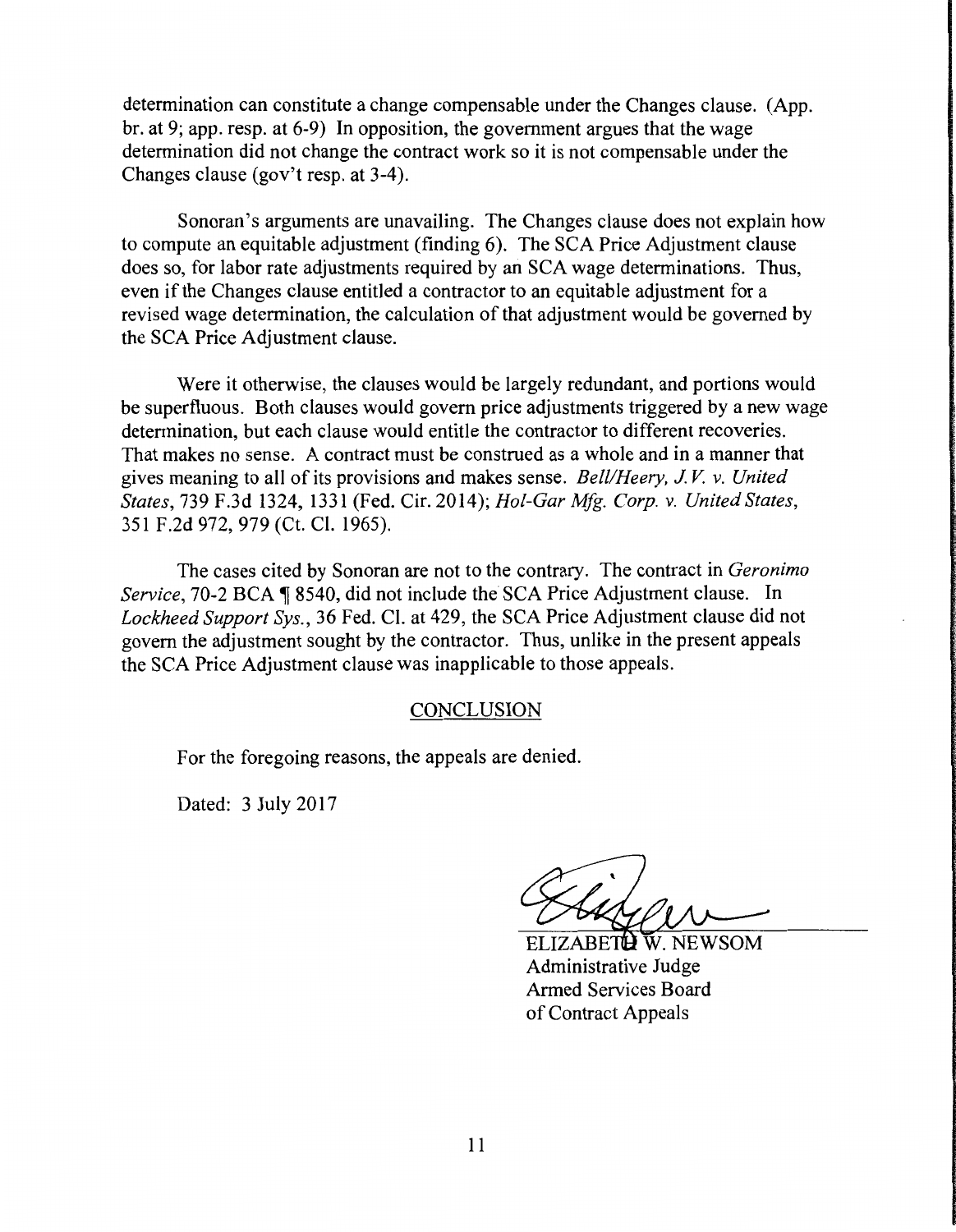determination can constitute a change compensable under the Changes clause. (App. br. at 9; app. resp. at 6-9) In opposition, the government argues that the wage determination did not change the contract work so it is not compensable under the Changes clause (gov't resp. at 3-4).

Sonoran's arguments are unavailing. The Changes clause does not explain how to compute an equitable adjustment (finding 6). The SCA Price Adjustment clause does so, for labor rate adjustments required by an SCA wage determinations. Thus, even if the Changes clause entitled a contractor to an equitable adjustment for a revised wage determination, the calculation of that adjustment would be governed by the SCA Price Adjustment clause.

Were it otherwise, the clauses would be largely redundant, and portions would be superfluous. Both clauses would govern price adjustments triggered by a new wage determination, but each clause would entitle the contractor to different recoveries. That makes no sense. A contract must be construed as a whole and in a manner that gives meaning to all of its provisions and makes sense. *Bell/Heery, J.V. v. United States*, 739 F.3d 1324, 1331 (Fed. Cir. 2014); *Hol-Gar Mfg. Corp. v. United States*, 351 F.2d 972, 979 (Ct. Cl. 1965).

The cases cited by Sonoran are not to the contrary. The contract in *Geronimo Service*, 70-2 BCA ¶ 8540, did not include the SCA Price Adjustment clause. In *Lockheed Support Sys.*, 36 Fed. Cl. at 429, the SCA Price Adjustment clause did not govern the adjustment sought by the contractor. Thus, unlike in the present appeals the SCA Price Adjustment clause was inapplicable to those appeals.

## CONCLUSION

For the foregoing reasons, the appeals are denied.

Dated: 3 July 2017

ELIZABETH W. NEWSOM
Administrative Judge
Armed Services Board
of Contract Appeals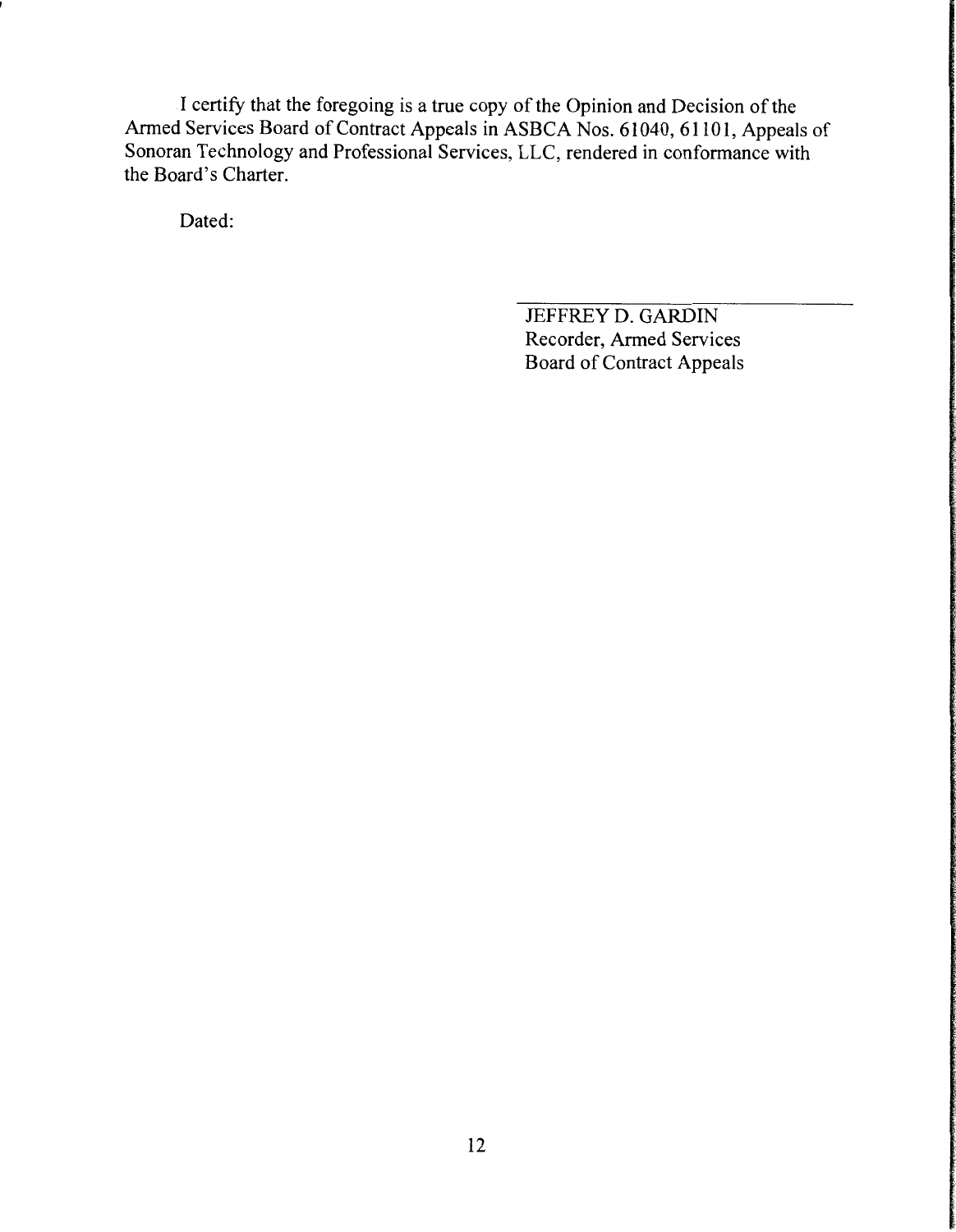I certify that the foregoing is a true copy of the Opinion and Decision of the Armed Services Board of Contract Appeals in ASBCA Nos. 61040, 61101, Appeals of Sonoran Technology and Professional Services, LLC, rendered in conformance with the Board's Charter.

Dated:

JEFFREY D. GARDIN
Recorder, Armed Services
Board of Contract Appeals